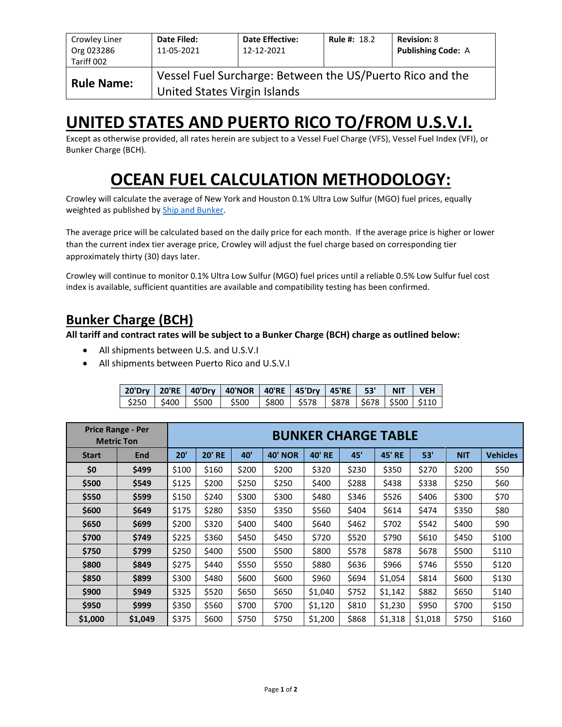| Crowley Liner Org 023286 Tariff 002 | **Date Filed:** 11-05-2021 | **Date Effective:** 12-12-2021 | **Rule #:** 18.2 | **Revision:** 8 **Publishing Code:** A |
|---|---|---|---|---|
| **Rule Name:** | Vessel Fuel Surcharge: Between the US/Puerto Rico and the United States Virgin Islands | | | |

# UNITED STATES AND PUERTO RICO TO/FROM U.S.V.I.

Except as otherwise provided, all rates herein are subject to a Vessel Fuel Charge (VFS), Vessel Fuel Index (VFI), or Bunker Charge (BCH).

# OCEAN FUEL CALCULATION METHODOLOGY:

Crowley will calculate the average of New York and Houston 0.1% Ultra Low Sulfur (MGO) fuel prices, equally weighted as published by [Ship and Bunker](#).

The average price will be calculated based on the daily price for each month. If the average price is higher or lower than the current index tier average price, Crowley will adjust the fuel charge based on corresponding tier approximately thirty (30) days later.

Crowley will continue to monitor 0.1% Ultra Low Sulfur (MGO) fuel prices until a reliable 0.5% Low Sulfur fuel cost index is available, sufficient quantities are available and compatibility testing has been confirmed.

## Bunker Charge (BCH)

**All tariff and contract rates will be subject to a Bunker Charge (BCH) charge as outlined below:**

- All shipments between U.S. and U.S.V.I
- All shipments between Puerto Rico and U.S.V.I

| 20'Dry | 20'RE | 40'Dry | 40'NOR | 40'RE | 45'Dry | 45'RE | 53' | NIT | VEH |
|---|---|---|---|---|---|---|---|---|---|
| $250 | $400 | $500 | $500 | $800 | $578 | $878 | $678 | $500 | $110 |

| Price Range - Per Metric Ton | | BUNKER CHARGE TABLE | | | | | | | | | |
|---|---|---|---|---|---|---|---|---|---|---|---|
| **Start** | **End** | **20'** | **20' RE** | **40'** | **40' NOR** | **40' RE** | **45'** | **45' RE** | **53'** | **NIT** | **Vehicles** |
| **$0** | **$499** | $100 | $160 | $200 | $200 | $320 | $230 | $350 | $270 | $200 | $50 |
| **$500** | **$549** | $125 | $200 | $250 | $250 | $400 | $288 | $438 | $338 | $250 | $60 |
| **$550** | **$599** | $150 | $240 | $300 | $300 | $480 | $346 | $526 | $406 | $300 | $70 |
| **$600** | **$649** | $175 | $280 | $350 | $350 | $560 | $404 | $614 | $474 | $350 | $80 |
| **$650** | **$699** | $200 | $320 | $400 | $400 | $640 | $462 | $702 | $542 | $400 | $90 |
| **$700** | **$749** | $225 | $360 | $450 | $450 | $720 | $520 | $790 | $610 | $450 | $100 |
| **$750** | **$799** | $250 | $400 | $500 | $500 | $800 | $578 | $878 | $678 | $500 | $110 |
| **$800** | **$849** | $275 | $440 | $550 | $550 | $880 | $636 | $966 | $746 | $550 | $120 |
| **$850** | **$899** | $300 | $480 | $600 | $600 | $960 | $694 | $1,054 | $814 | $600 | $130 |
| **$900** | **$949** | $325 | $520 | $650 | $650 | $1,040 | $752 | $1,142 | $882 | $650 | $140 |
| **$950** | **$999** | $350 | $560 | $700 | $700 | $1,120 | $810 | $1,230 | $950 | $700 | $150 |
| **$1,000** | **$1,049** | $375 | $600 | $750 | $750 | $1,200 | $868 | $1,318 | $1,018 | $750 | $160 |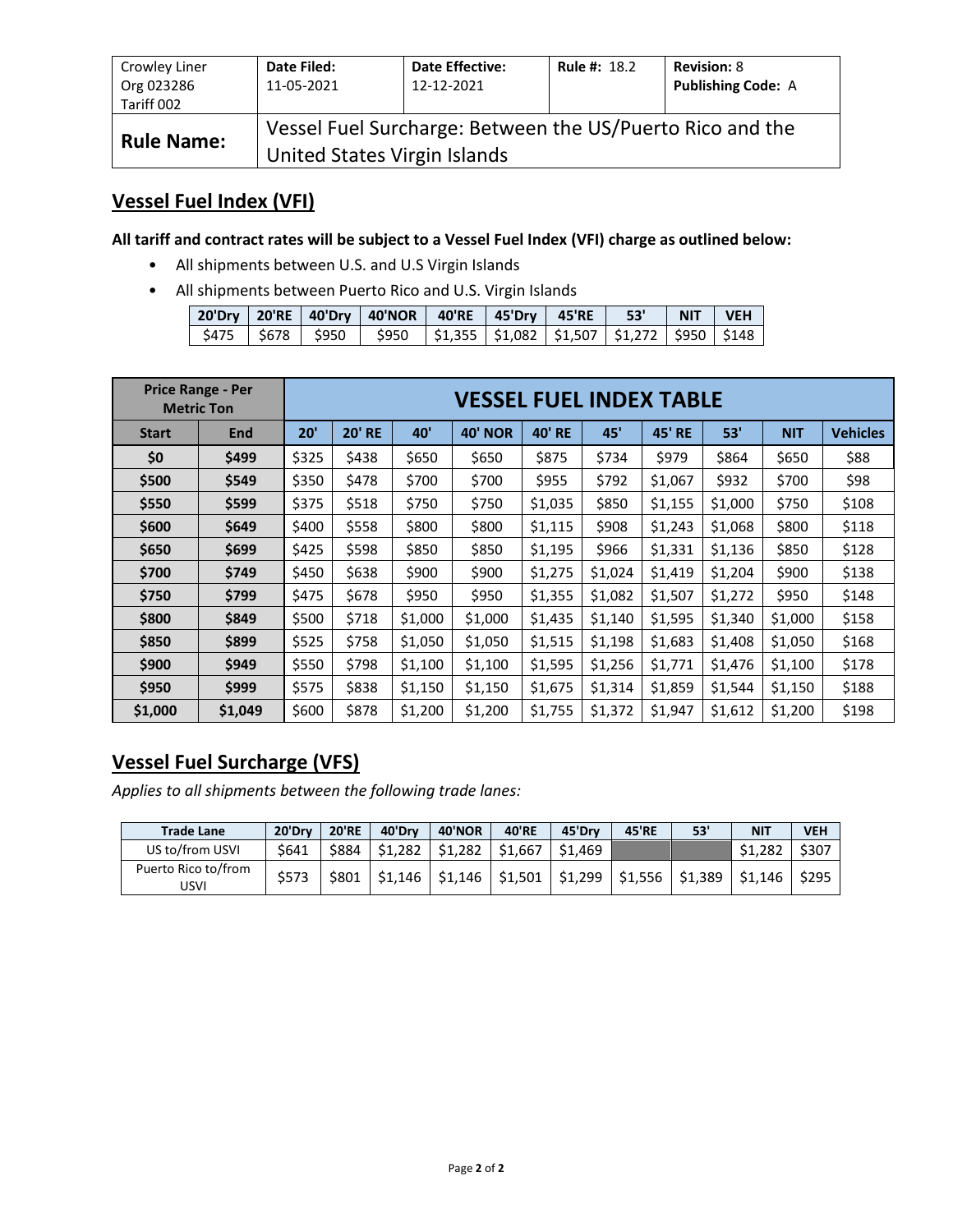| Crowley Liner Org 023286 Tariff 002 | Date Filed: 11-05-2021 | Date Effective: 12-12-2021 | Rule #: 18.2 | Revision: 8 Publishing Code: A |
|---|---|---|---|---|
| **Rule Name:** | Vessel Fuel Surcharge: Between the US/Puerto Rico and the United States Virgin Islands | | | |

## Vessel Fuel Index (VFI)

**All tariff and contract rates will be subject to a Vessel Fuel Index (VFI) charge as outlined below:**

- All shipments between U.S. and U.S Virgin Islands
- All shipments between Puerto Rico and U.S. Virgin Islands

| 20'Dry | 20'RE | 40'Dry | 40'NOR | 40'RE | 45'Dry | 45'RE | 53' | NIT | VEH |
|---|---|---|---|---|---|---|---|---|---|
| $475 | $678 | $950 | $950 | $1,355 | $1,082 | $1,507 | $1,272 | $950 | $148 |

| Price Range - Per Metric Ton | | VESSEL FUEL INDEX TABLE | | | | | | | | | |
|---|---|---|---|---|---|---|---|---|---|---|---|
| **Start** | **End** | **20'** | **20' RE** | **40'** | **40' NOR** | **40' RE** | **45'** | **45' RE** | **53'** | **NIT** | **Vehicles** |
| **$0** | **$499** | $325 | $438 | $650 | $650 | $875 | $734 | $979 | $864 | $650 | $88 |
| **$500** | **$549** | $350 | $478 | $700 | $700 | $955 | $792 | $1,067 | $932 | $700 | $98 |
| **$550** | **$599** | $375 | $518 | $750 | $750 | $1,035 | $850 | $1,155 | $1,000 | $750 | $108 |
| **$600** | **$649** | $400 | $558 | $800 | $800 | $1,115 | $908 | $1,243 | $1,068 | $800 | $118 |
| **$650** | **$699** | $425 | $598 | $850 | $850 | $1,195 | $966 | $1,331 | $1,136 | $850 | $128 |
| **$700** | **$749** | $450 | $638 | $900 | $900 | $1,275 | $1,024 | $1,419 | $1,204 | $900 | $138 |
| **$750** | **$799** | $475 | $678 | $950 | $950 | $1,355 | $1,082 | $1,507 | $1,272 | $950 | $148 |
| **$800** | **$849** | $500 | $718 | $1,000 | $1,000 | $1,435 | $1,140 | $1,595 | $1,340 | $1,000 | $158 |
| **$850** | **$899** | $525 | $758 | $1,050 | $1,050 | $1,515 | $1,198 | $1,683 | $1,408 | $1,050 | $168 |
| **$900** | **$949** | $550 | $798 | $1,100 | $1,100 | $1,595 | $1,256 | $1,771 | $1,476 | $1,100 | $178 |
| **$950** | **$999** | $575 | $838 | $1,150 | $1,150 | $1,675 | $1,314 | $1,859 | $1,544 | $1,150 | $188 |
| **$1,000** | **$1,049** | $600 | $878 | $1,200 | $1,200 | $1,755 | $1,372 | $1,947 | $1,612 | $1,200 | $198 |

## Vessel Fuel Surcharge (VFS)

*Applies to all shipments between the following trade lanes:*

| Trade Lane | 20'Dry | 20'RE | 40'Dry | 40'NOR | 40'RE | 45'Dry | 45'RE | 53' | NIT | VEH |
|---|---|---|---|---|---|---|---|---|---|---|
| US to/from USVI | $641 | $884 | $1,282 | $1,282 | $1,667 | $1,469 | | | $1,282 | $307 |
| Puerto Rico to/from USVI | $573 | $801 | $1,146 | $1,146 | $1,501 | $1,299 | $1,556 | $1,389 | $1,146 | $295 |